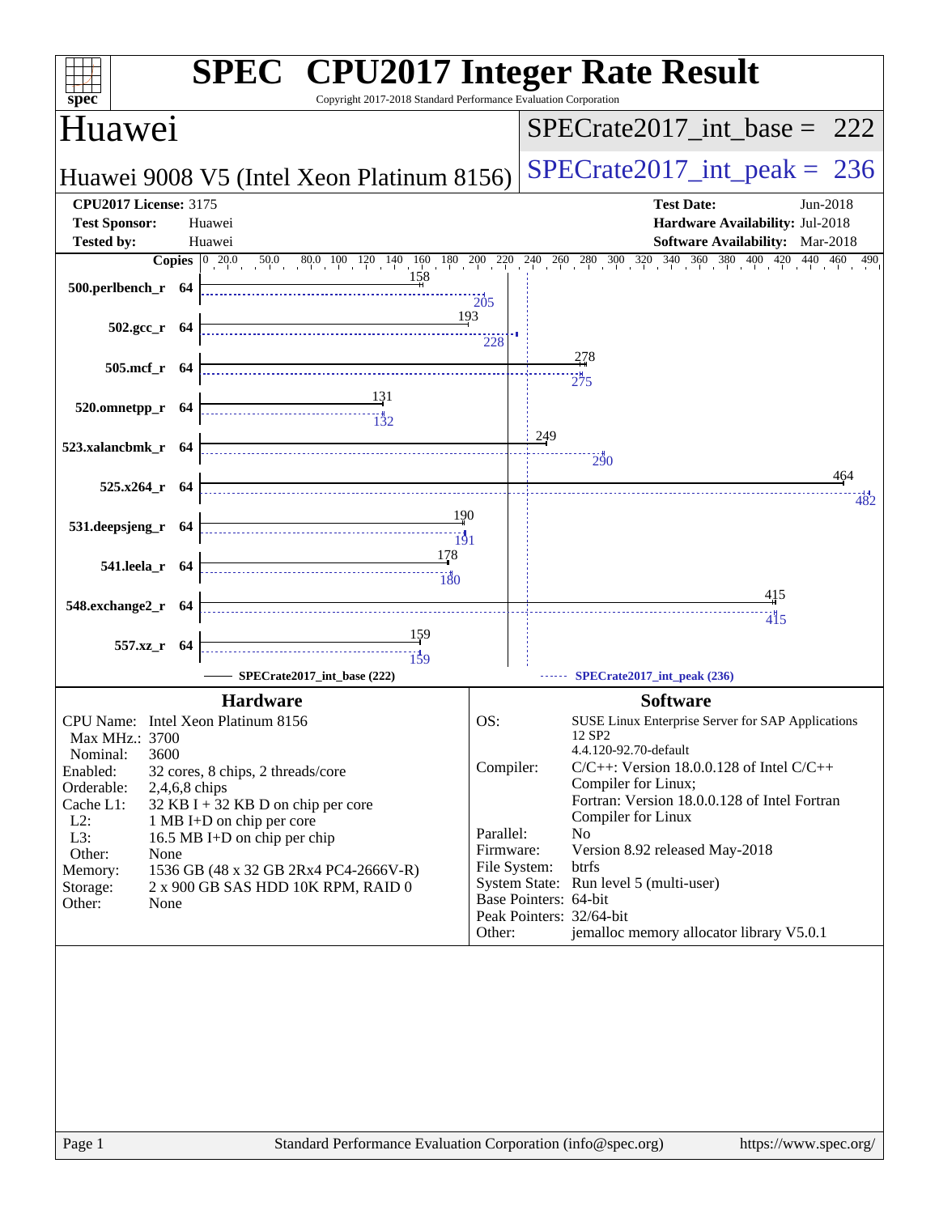# SPEC CPU2017 Integer Rate Result

Copyright 2017-2018 Standard Performance Evaluation Corporation

## Huawei

**Huawei 9008 V5 (Intel Xeon Platinum 8156)**

SPECrate2017_int_base = 222

SPECrate2017_int_peak = 236

| | | | |
|---|---|---|---|
| **CPU2017 License:** 3175 | | **Test Date:** | Jun-2018 |
| **Test Sponsor:** | Huawei | **Hardware Availability:** | Jul-2018 |
| **Tested by:** | Huawei | **Software Availability:** | Mar-2018 |

| Benchmark | Copies | Base | Peak |
|---|---|---|---|
| 500.perlbench_r | 64 | 158 | 205 |
| 502.gcc_r | 64 | 193 | 228 |
| 505.mcf_r | 64 | 278 | 275 |
| 520.omnetpp_r | 64 | 131 | 132 |
| 523.xalancbmk_r | 64 | 249 | 290 |
| 525.x264_r | 64 | 464 | 482 |
| 531.deepsjeng_r | 64 | 190 | 191 |
| 541.leela_r | 64 | 178 | 180 |
| 548.exchange2_r | 64 | 415 | 415 |
| 557.xz_r | 64 | 159 | 159 |

SPECrate2017_int_base (222) — SPECrate2017_int_peak (236)

### Hardware

| | |
|---|---|
| CPU Name: | Intel Xeon Platinum 8156 |
| Max MHz.: | 3700 |
| Nominal: | 3600 |
| Enabled: | 32 cores, 8 chips, 2 threads/core |
| Orderable: | 2,4,6,8 chips |
| Cache L1: | 32 KB I + 32 KB D on chip per core |
| L2: | 1 MB I+D on chip per core |
| L3: | 16.5 MB I+D on chip per chip |
| Other: | None |
| Memory: | 1536 GB (48 x 32 GB 2Rx4 PC4-2666V-R) |
| Storage: | 2 x 900 GB SAS HDD 10K RPM, RAID 0 |
| Other: | None |

### Software

| | |
|---|---|
| OS: | SUSE Linux Enterprise Server for SAP Applications 12 SP2<br>4.4.120-92.70-default |
| Compiler: | C/C++: Version 18.0.0.128 of Intel C/C++ Compiler for Linux;<br>Fortran: Version 18.0.0.128 of Intel Fortran Compiler for Linux |
| Parallel: | No |
| Firmware: | Version 8.92 released May-2018 |
| File System: | btrfs |
| System State: | Run level 5 (multi-user) |
| Base Pointers: | 64-bit |
| Peak Pointers: | 32/64-bit |
| Other: | jemalloc memory allocator library V5.0.1 |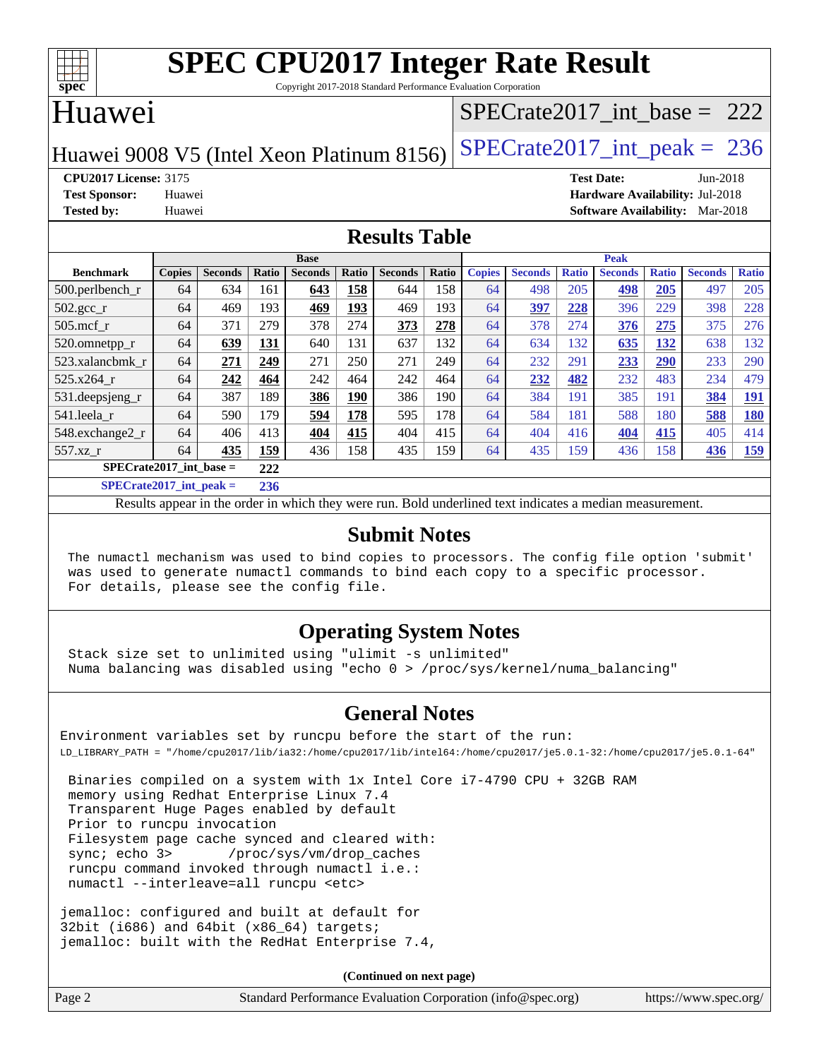# SPEC CPU2017 Integer Rate Result

Copyright 2017-2018 Standard Performance Evaluation Corporation

# Huawei

Huawei 9008 V5 (Intel Xeon Platinum 8156)

SPECrate2017_int_base = 222

SPECrate2017_int_peak = 236

**CPU2017 License:** 3175
**Test Sponsor:** Huawei
**Tested by:** Huawei

**Test Date:** Jun-2018
**Hardware Availability:** Jul-2018
**Software Availability:** Mar-2018

## Results Table

| | Base | | | | | | | Peak | | | | | | |
|---|---|---|---|---|---|---|---|---|---|---|---|---|---|---|
| **Benchmark** | **Copies** | **Seconds** | **Ratio** | **Seconds** | **Ratio** | **Seconds** | **Ratio** | **Copies** | **Seconds** | **Ratio** | **Seconds** | **Ratio** | **Seconds** | **Ratio** |
| 500.perlbench_r | 64 | 634 | 161 | **643** | **158** | 644 | 158 | 64 | 498 | 205 | **498** | **205** | 497 | 205 |
| 502.gcc_r | 64 | 469 | 193 | **469** | **193** | 469 | 193 | 64 | **397** | **228** | 396 | 229 | 398 | 228 |
| 505.mcf_r | 64 | 371 | 279 | 378 | 274 | **373** | **278** | 64 | 378 | 274 | **376** | **275** | 375 | 276 |
| 520.omnetpp_r | 64 | **639** | **131** | 640 | 131 | 637 | 132 | 64 | 634 | 132 | **635** | **132** | 638 | 132 |
| 523.xalancbmk_r | 64 | **271** | **249** | 271 | 250 | 271 | 249 | 64 | 232 | 291 | **233** | **290** | 233 | 290 |
| 525.x264_r | 64 | **242** | **464** | 242 | 464 | 242 | 464 | 64 | **232** | **482** | 232 | 483 | 234 | 479 |
| 531.deepsjeng_r | 64 | 387 | 189 | **386** | **190** | 386 | 190 | 64 | 384 | 191 | 385 | 191 | **384** | **191** |
| 541.leela_r | 64 | 590 | 179 | **594** | **178** | 595 | 178 | 64 | 584 | 181 | 588 | 180 | **588** | **180** |
| 548.exchange2_r | 64 | 406 | 413 | **404** | **415** | 404 | 415 | 64 | 404 | 416 | **404** | **415** | 405 | 414 |
| 557.xz_r | 64 | **435** | **159** | 436 | 158 | 435 | 159 | 64 | 435 | 159 | 436 | 158 | **436** | **159** |

**SPECrate2017_int_base = 222**

**SPECrate2017_int_peak = 236**

Results appear in the order in which they were run. Bold underlined text indicates a median measurement.

## Submit Notes

```
The numactl mechanism was used to bind copies to processors. The config file option 'submit'
was used to generate numactl commands to bind each copy to a specific processor.
For details, please see the config file.
```

## Operating System Notes

```
Stack size set to unlimited using "ulimit -s unlimited"
Numa balancing was disabled using "echo 0 > /proc/sys/kernel/numa_balancing"
```

## General Notes

```
Environment variables set by runcpu before the start of the run:
LD_LIBRARY_PATH = "/home/cpu2017/lib/ia32:/home/cpu2017/lib/intel64:/home/cpu2017/je5.0.1-32:/home/cpu2017/je5.0.1-64"

 Binaries compiled on a system with 1x Intel Core i7-4790 CPU + 32GB RAM
 memory using Redhat Enterprise Linux 7.4
 Transparent Huge Pages enabled by default
 Prior to runcpu invocation
 Filesystem page cache synced and cleared with:
 sync; echo 3>       /proc/sys/vm/drop_caches
 runcpu command invoked through numactl i.e.:
 numactl --interleave=all runcpu <etc>

jemalloc: configured and built at default for
32bit (i686) and 64bit (x86_64) targets;
jemalloc: built with the RedHat Enterprise 7.4,
```

**(Continued on next page)**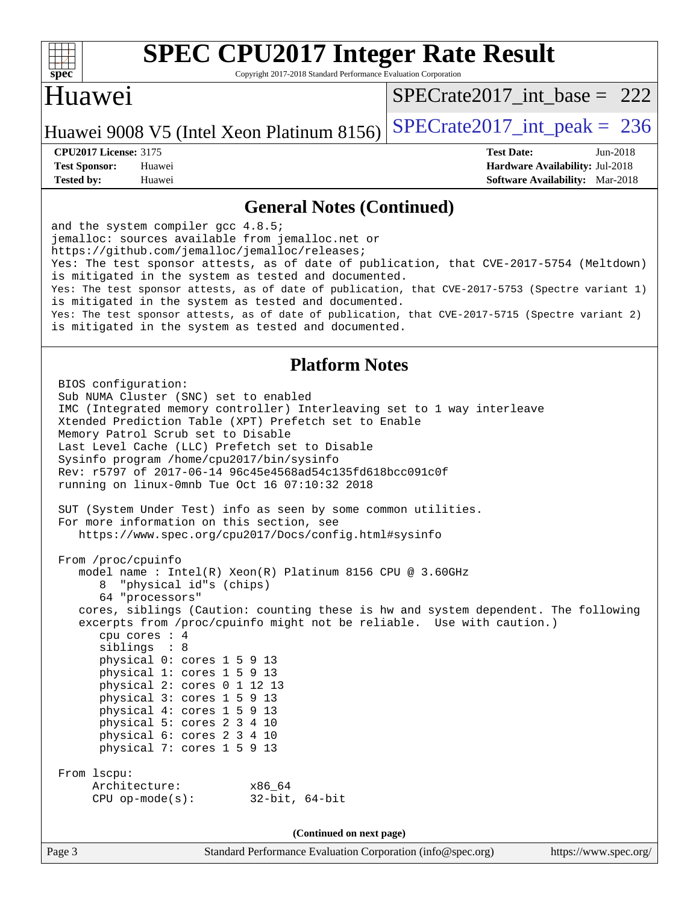# SPEC CPU2017 Integer Rate Result

Copyright 2017-2018 Standard Performance Evaluation Corporation

## Huawei

Huawei 9008 V5 (Intel Xeon Platinum 8156)

SPECrate2017_int_base = 222

SPECrate2017_int_peak = 236

**CPU2017 License:** 3175
**Test Sponsor:** Huawei
**Tested by:** Huawei

**Test Date:** Jun-2018
**Hardware Availability:** Jul-2018
**Software Availability:** Mar-2018

### General Notes (Continued)

```
and the system compiler gcc 4.8.5;
jemalloc: sources available from jemalloc.net or
https://github.com/jemalloc/jemalloc/releases;
Yes: The test sponsor attests, as of date of publication, that CVE-2017-5754 (Meltdown)
is mitigated in the system as tested and documented.
Yes: The test sponsor attests, as of date of publication, that CVE-2017-5753 (Spectre variant 1)
is mitigated in the system as tested and documented.
Yes: The test sponsor attests, as of date of publication, that CVE-2017-5715 (Spectre variant 2)
is mitigated in the system as tested and documented.
```

### Platform Notes

```
BIOS configuration:
Sub NUMA Cluster (SNC) set to enabled
IMC (Integrated memory controller) Interleaving set to 1 way interleave
Xtended Prediction Table (XPT) Prefetch set to Enable
Memory Patrol Scrub set to Disable
Last Level Cache (LLC) Prefetch set to Disable
Sysinfo program /home/cpu2017/bin/sysinfo
Rev: r5797 of 2017-06-14 96c45e4568ad54c135fd618bcc091c0f
running on linux-0mnb Tue Oct 16 07:10:32 2018

SUT (System Under Test) info as seen by some common utilities.
For more information on this section, see
   https://www.spec.org/cpu2017/Docs/config.html#sysinfo

From /proc/cpuinfo
   model name : Intel(R) Xeon(R) Platinum 8156 CPU @ 3.60GHz
      8  "physical id"s (chips)
      64 "processors"
   cores, siblings (Caution: counting these is hw and system dependent. The following
   excerpts from /proc/cpuinfo might not be reliable.  Use with caution.)
      cpu cores : 4
      siblings  : 8
      physical 0: cores 1 5 9 13
      physical 1: cores 1 5 9 13
      physical 2: cores 0 1 12 13
      physical 3: cores 1 5 9 13
      physical 4: cores 1 5 9 13
      physical 5: cores 2 3 4 10
      physical 6: cores 2 3 4 10
      physical 7: cores 1 5 9 13

From lscpu:
     Architecture:          x86_64
     CPU op-mode(s):        32-bit, 64-bit
```

(Continued on next page)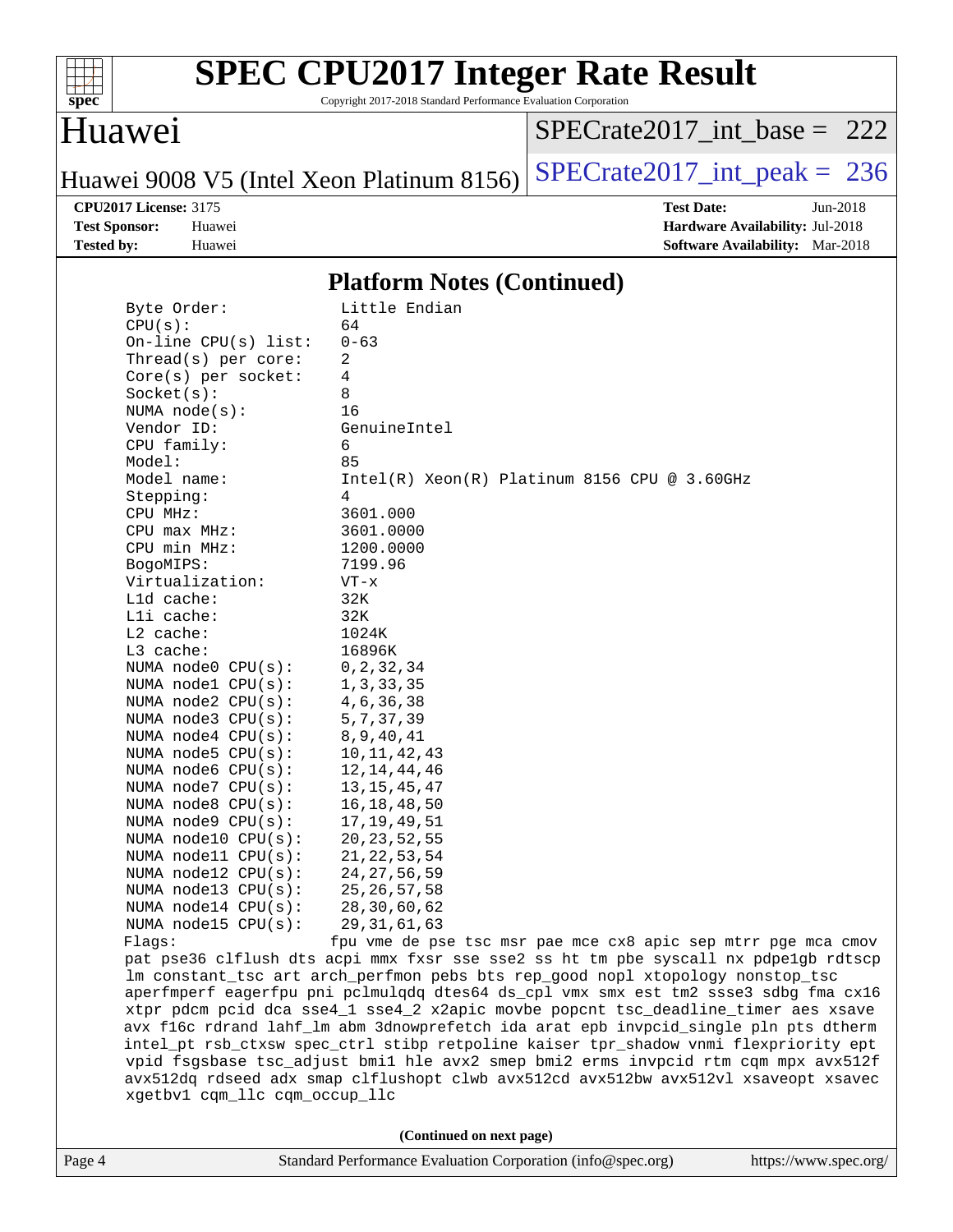# SPEC CPU2017 Integer Rate Result

Copyright 2017-2018 Standard Performance Evaluation Corporation

## Huawei

Huawei 9008 V5 (Intel Xeon Platinum 8156)

SPECrate2017_int_base = 222

SPECrate2017_int_peak = 236

**CPU2017 License:** 3175
**Test Sponsor:** Huawei
**Tested by:** Huawei

**Test Date:** Jun-2018
**Hardware Availability:** Jul-2018
**Software Availability:** Mar-2018

### Platform Notes (Continued)

```
Byte Order:            Little Endian
CPU(s):                64
On-line CPU(s) list:   0-63
Thread(s) per core:    2
Core(s) per socket:    4
Socket(s):             8
NUMA node(s):          16
Vendor ID:             GenuineIntel
CPU family:            6
Model:                 85
Model name:            Intel(R) Xeon(R) Platinum 8156 CPU @ 3.60GHz
Stepping:              4
CPU MHz:               3601.000
CPU max MHz:           3601.0000
CPU min MHz:           1200.0000
BogoMIPS:              7199.96
Virtualization:        VT-x
L1d cache:             32K
L1i cache:             32K
L2 cache:              1024K
L3 cache:              16896K
NUMA node0 CPU(s):     0,2,32,34
NUMA node1 CPU(s):     1,3,33,35
NUMA node2 CPU(s):     4,6,36,38
NUMA node3 CPU(s):     5,7,37,39
NUMA node4 CPU(s):     8,9,40,41
NUMA node5 CPU(s):     10,11,42,43
NUMA node6 CPU(s):     12,14,44,46
NUMA node7 CPU(s):     13,15,45,47
NUMA node8 CPU(s):     16,18,48,50
NUMA node9 CPU(s):     17,19,49,51
NUMA node10 CPU(s):    20,23,52,55
NUMA node11 CPU(s):    21,22,53,54
NUMA node12 CPU(s):    24,27,56,59
NUMA node13 CPU(s):    25,26,57,58
NUMA node14 CPU(s):    28,30,60,62
NUMA node15 CPU(s):    29,31,61,63
Flags:                 fpu vme de pse tsc msr pae mce cx8 apic sep mtrr pge mca cmov
pat pse36 clflush dts acpi mmx fxsr sse sse2 ss ht tm pbe syscall nx pdpe1gb rdtscp
lm constant_tsc art arch_perfmon pebs bts rep_good nopl xtopology nonstop_tsc
aperfmperf eagerfpu pni pclmulqdq dtes64 ds_cpl vmx smx est tm2 ssse3 sdbg fma cx16
xtpr pdcm pcid dca sse4_1 sse4_2 x2apic movbe popcnt tsc_deadline_timer aes xsave
avx f16c rdrand lahf_lm abm 3dnowprefetch ida arat epb invpcid_single pln pts dtherm
intel_pt rsb_ctxsw spec_ctrl stibp retpoline kaiser tpr_shadow vnmi flexpriority ept
vpid fsgsbase tsc_adjust bmi1 hle avx2 smep bmi2 erms invpcid rtm cqm mpx avx512f
avx512dq rdseed adx smap clflushopt clwb avx512cd avx512bw avx512vl xsaveopt xsavec
xgetbv1 cqm_llc cqm_occup_llc
```

(Continued on next page)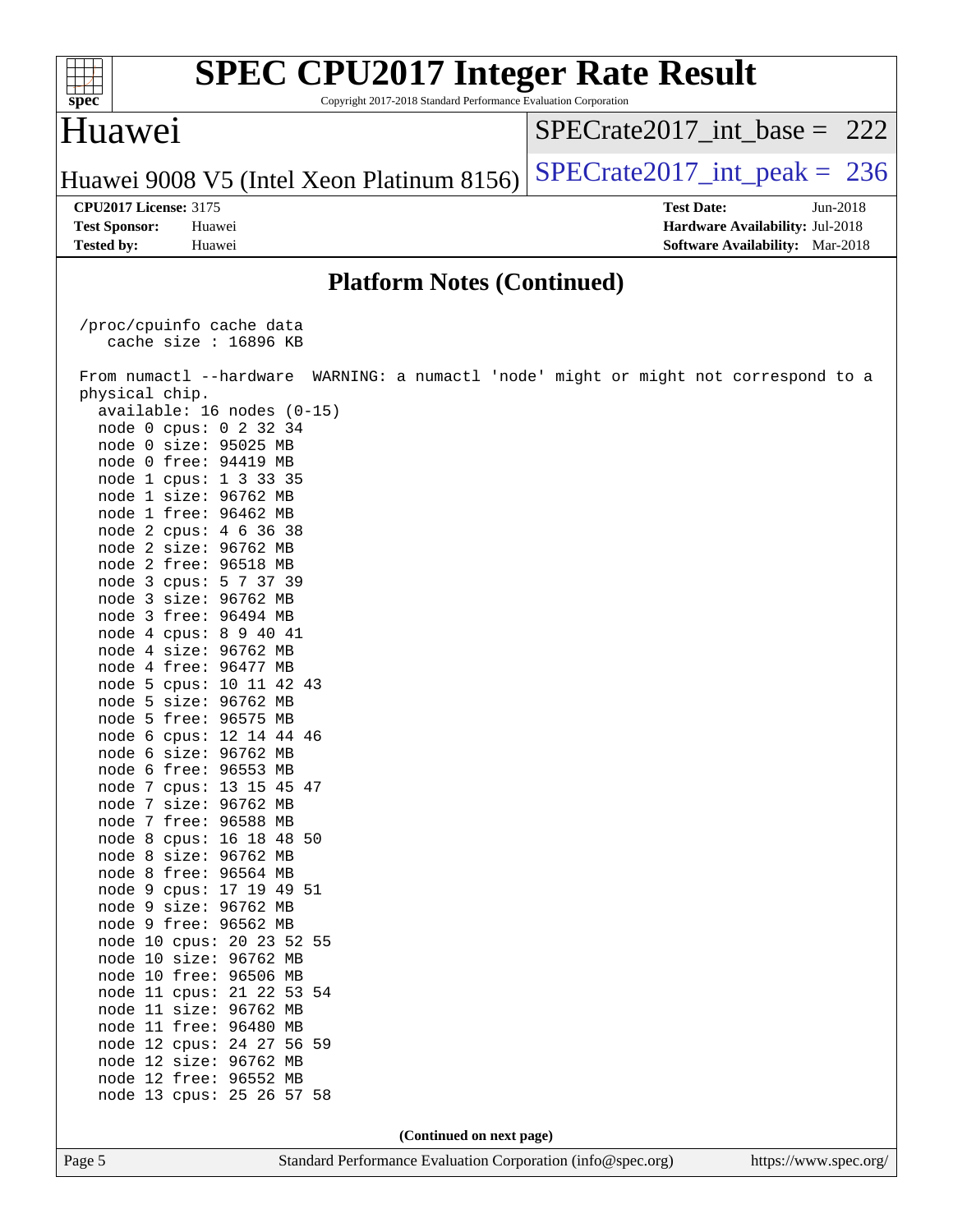## Platform Notes (Continued)

```
/proc/cpuinfo cache data
   cache size : 16896 KB

From numactl --hardware  WARNING: a numactl 'node' might or might not correspond to a
physical chip.
  available: 16 nodes (0-15)
  node 0 cpus: 0 2 32 34
  node 0 size: 95025 MB
  node 0 free: 94419 MB
  node 1 cpus: 1 3 33 35
  node 1 size: 96762 MB
  node 1 free: 96462 MB
  node 2 cpus: 4 6 36 38
  node 2 size: 96762 MB
  node 2 free: 96518 MB
  node 3 cpus: 5 7 37 39
  node 3 size: 96762 MB
  node 3 free: 96494 MB
  node 4 cpus: 8 9 40 41
  node 4 size: 96762 MB
  node 4 free: 96477 MB
  node 5 cpus: 10 11 42 43
  node 5 size: 96762 MB
  node 5 free: 96575 MB
  node 6 cpus: 12 14 44 46
  node 6 size: 96762 MB
  node 6 free: 96553 MB
  node 7 cpus: 13 15 45 47
  node 7 size: 96762 MB
  node 7 free: 96588 MB
  node 8 cpus: 16 18 48 50
  node 8 size: 96762 MB
  node 8 free: 96564 MB
  node 9 cpus: 17 19 49 51
  node 9 size: 96762 MB
  node 9 free: 96562 MB
  node 10 cpus: 20 23 52 55
  node 10 size: 96762 MB
  node 10 free: 96506 MB
  node 11 cpus: 21 22 53 54
  node 11 size: 96762 MB
  node 11 free: 96480 MB
  node 12 cpus: 24 27 56 59
  node 12 size: 96762 MB
  node 12 free: 96552 MB
  node 13 cpus: 25 26 57 58
```

(Continued on next page)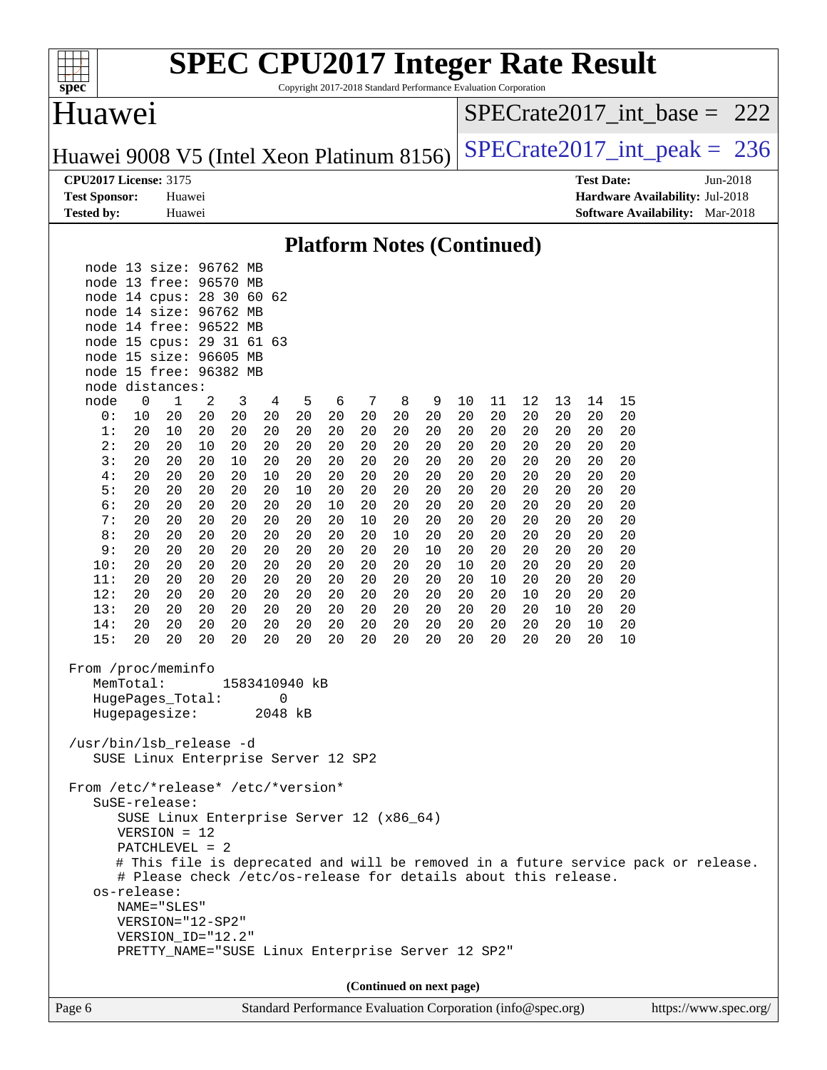# SPEC CPU2017 Integer Rate Result

Copyright 2017-2018 Standard Performance Evaluation Corporation

## Huawei

Huawei 9008 V5 (Intel Xeon Platinum 8156)

SPECrate2017_int_base = 222

SPECrate2017_int_peak = 236

**CPU2017 License:** 3175
**Test Sponsor:** Huawei
**Tested by:** Huawei

**Test Date:** Jun-2018
**Hardware Availability:** Jul-2018
**Software Availability:** Mar-2018

### Platform Notes (Continued)

```
    node 13 size: 96762 MB
    node 13 free: 96570 MB
    node 14 cpus: 28 30 60 62
    node 14 size: 96762 MB
    node 14 free: 96522 MB
    node 15 cpus: 29 31 61 63
    node 15 size: 96605 MB
    node 15 free: 96382 MB
    node distances:
    node   0   1   2   3   4   5   6   7   8   9  10  11  12  13  14  15
      0:  10  20  20  20  20  20  20  20  20  20  20  20  20  20  20  20
      1:  20  10  20  20  20  20  20  20  20  20  20  20  20  20  20  20
      2:  20  20  10  20  20  20  20  20  20  20  20  20  20  20  20  20
      3:  20  20  20  10  20  20  20  20  20  20  20  20  20  20  20  20
      4:  20  20  20  20  10  20  20  20  20  20  20  20  20  20  20  20
      5:  20  20  20  20  20  10  20  20  20  20  20  20  20  20  20  20
      6:  20  20  20  20  20  20  10  20  20  20  20  20  20  20  20  20
      7:  20  20  20  20  20  20  20  10  20  20  20  20  20  20  20  20
      8:  20  20  20  20  20  20  20  20  10  20  20  20  20  20  20  20
      9:  20  20  20  20  20  20  20  20  20  10  20  20  20  20  20  20
     10:  20  20  20  20  20  20  20  20  20  20  10  20  20  20  20  20
     11:  20  20  20  20  20  20  20  20  20  20  20  10  20  20  20  20
     12:  20  20  20  20  20  20  20  20  20  20  20  20  10  20  20  20
     13:  20  20  20  20  20  20  20  20  20  20  20  20  20  10  20  20
     14:  20  20  20  20  20  20  20  20  20  20  20  20  20  20  10  20
     15:  20  20  20  20  20  20  20  20  20  20  20  20  20  20  20  10

 From /proc/meminfo
    MemTotal:       1583410940 kB
    HugePages_Total:        0
    Hugepagesize:        2048 kB

 /usr/bin/lsb_release -d
    SUSE Linux Enterprise Server 12 SP2

 From /etc/*release* /etc/*version*
    SuSE-release:
       SUSE Linux Enterprise Server 12 (x86_64)
       VERSION = 12
       PATCHLEVEL = 2
       # This file is deprecated and will be removed in a future service pack or release.
       # Please check /etc/os-release for details about this release.
    os-release:
       NAME="SLES"
       VERSION="12-SP2"
       VERSION_ID="12.2"
       PRETTY_NAME="SUSE Linux Enterprise Server 12 SP2"
```

**(Continued on next page)**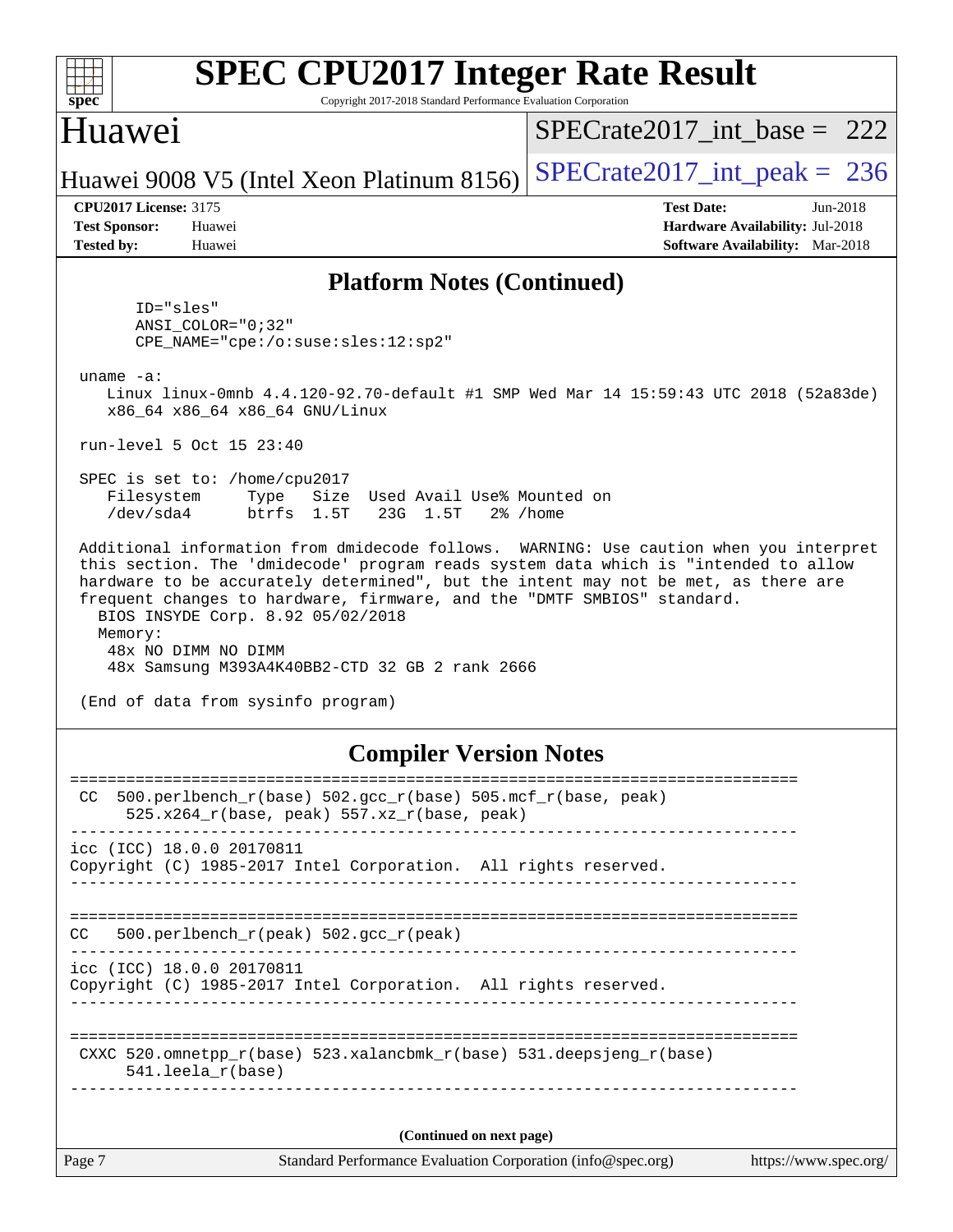## Platform Notes (Continued)

```
      ID="sles"
      ANSI_COLOR="0;32"
      CPE_NAME="cpe:/o:suse:sles:12:sp2"

 uname -a:
    Linux linux-0mnb 4.4.120-92.70-default #1 SMP Wed Mar 14 15:59:43 UTC 2018 (52a83de)
    x86_64 x86_64 x86_64 GNU/Linux

 run-level 5 Oct 15 23:40

 SPEC is set to: /home/cpu2017
    Filesystem     Type   Size  Used Avail Use% Mounted on
    /dev/sda4      btrfs  1.5T   23G  1.5T   2% /home

 Additional information from dmidecode follows.  WARNING: Use caution when you interpret
 this section. The 'dmidecode' program reads system data which is "intended to allow
 hardware to be accurately determined", but the intent may not be met, as there are
 frequent changes to hardware, firmware, and the "DMTF SMBIOS" standard.
   BIOS INSYDE Corp. 8.92 05/02/2018
   Memory:
    48x NO DIMM NO DIMM
    48x Samsung M393A4K40BB2-CTD 32 GB 2 rank 2666

 (End of data from sysinfo program)
```

## Compiler Version Notes

```
==============================================================================
 CC  500.perlbench_r(base) 502.gcc_r(base) 505.mcf_r(base, peak)
      525.x264_r(base, peak) 557.xz_r(base, peak)
------------------------------------------------------------------------------
icc (ICC) 18.0.0 20170811
Copyright (C) 1985-2017 Intel Corporation.  All rights reserved.
------------------------------------------------------------------------------

==============================================================================
CC   500.perlbench_r(peak) 502.gcc_r(peak)
------------------------------------------------------------------------------
icc (ICC) 18.0.0 20170811
Copyright (C) 1985-2017 Intel Corporation.  All rights reserved.
------------------------------------------------------------------------------

==============================================================================
 CXXC 520.omnetpp_r(base) 523.xalancbmk_r(base) 531.deepsjeng_r(base)
      541.leela_r(base)
------------------------------------------------------------------------------
```

(Continued on next page)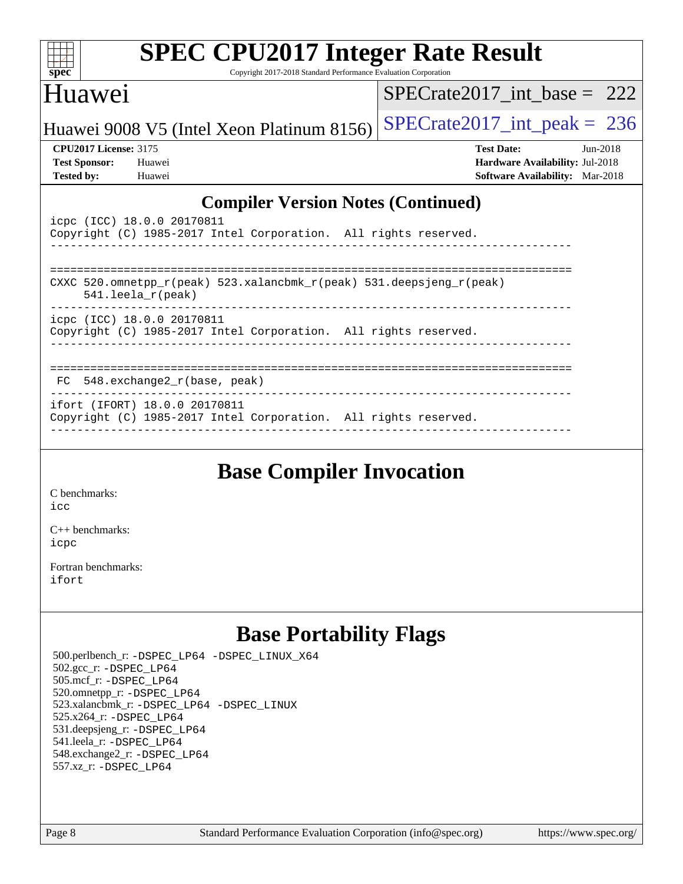# SPEC CPU2017 Integer Rate Result

Copyright 2017-2018 Standard Performance Evaluation Corporation

## Huawei

Huawei 9008 V5 (Intel Xeon Platinum 8156)

SPECrate2017_int_base = 222

SPECrate2017_int_peak = 236

**CPU2017 License:** 3175
**Test Sponsor:** Huawei
**Tested by:** Huawei

**Test Date:** Jun-2018
**Hardware Availability:** Jul-2018
**Software Availability:** Mar-2018

## Compiler Version Notes (Continued)

```
icpc (ICC) 18.0.0 20170811
Copyright (C) 1985-2017 Intel Corporation.  All rights reserved.
------------------------------------------------------------------------------

==============================================================================
CXXC 520.omnetpp_r(peak) 523.xalancbmk_r(peak) 531.deepsjeng_r(peak)
      541.leela_r(peak)
------------------------------------------------------------------------------
icpc (ICC) 18.0.0 20170811
Copyright (C) 1985-2017 Intel Corporation.  All rights reserved.
------------------------------------------------------------------------------

==============================================================================
 FC  548.exchange2_r(base, peak)
------------------------------------------------------------------------------
ifort (IFORT) 18.0.0 20170811
Copyright (C) 1985-2017 Intel Corporation.  All rights reserved.
------------------------------------------------------------------------------
```

## Base Compiler Invocation

C benchmarks:
icc

C++ benchmarks:
icpc

Fortran benchmarks:
ifort

## Base Portability Flags

500.perlbench_r: -DSPEC_LP64 -DSPEC_LINUX_X64
502.gcc_r: -DSPEC_LP64
505.mcf_r: -DSPEC_LP64
520.omnetpp_r: -DSPEC_LP64
523.xalancbmk_r: -DSPEC_LP64 -DSPEC_LINUX
525.x264_r: -DSPEC_LP64
531.deepsjeng_r: -DSPEC_LP64
541.leela_r: -DSPEC_LP64
548.exchange2_r: -DSPEC_LP64
557.xz_r: -DSPEC_LP64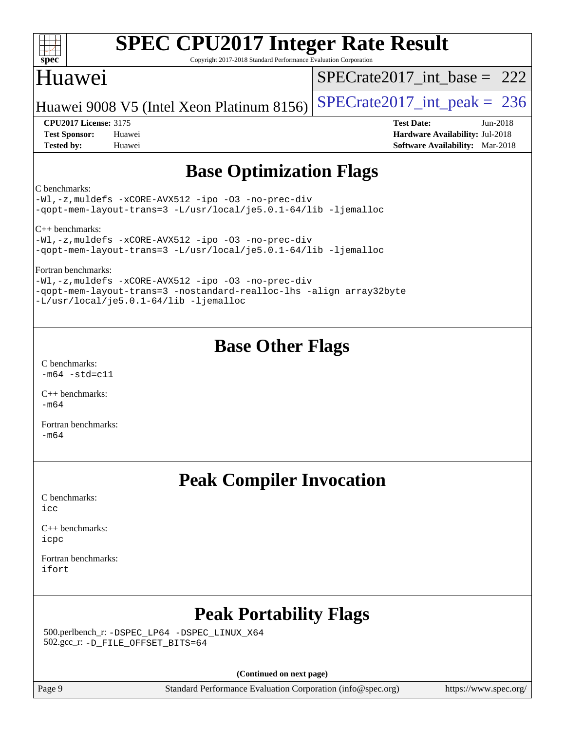# Base Optimization Flags

C benchmarks:

```
-Wl,-z,muldefs -xCORE-AVX512 -ipo -O3 -no-prec-div
-qopt-mem-layout-trans=3 -L/usr/local/je5.0.1-64/lib -ljemalloc
```

C++ benchmarks:

```
-Wl,-z,muldefs -xCORE-AVX512 -ipo -O3 -no-prec-div
-qopt-mem-layout-trans=3 -L/usr/local/je5.0.1-64/lib -ljemalloc
```

Fortran benchmarks:

```
-Wl,-z,muldefs -xCORE-AVX512 -ipo -O3 -no-prec-div
-qopt-mem-layout-trans=3 -nostandard-realloc-lhs -align array32byte
-L/usr/local/je5.0.1-64/lib -ljemalloc
```

# Base Other Flags

C benchmarks:
`-m64 -std=c11`

C++ benchmarks:
`-m64`

Fortran benchmarks:
`-m64`

# Peak Compiler Invocation

C benchmarks:
`icc`

C++ benchmarks:
`icpc`

Fortran benchmarks:
`ifort`

# Peak Portability Flags

500.perlbench_r: `-DSPEC_LP64 -DSPEC_LINUX_X64`
502.gcc_r: `-D_FILE_OFFSET_BITS=64`

**(Continued on next page)**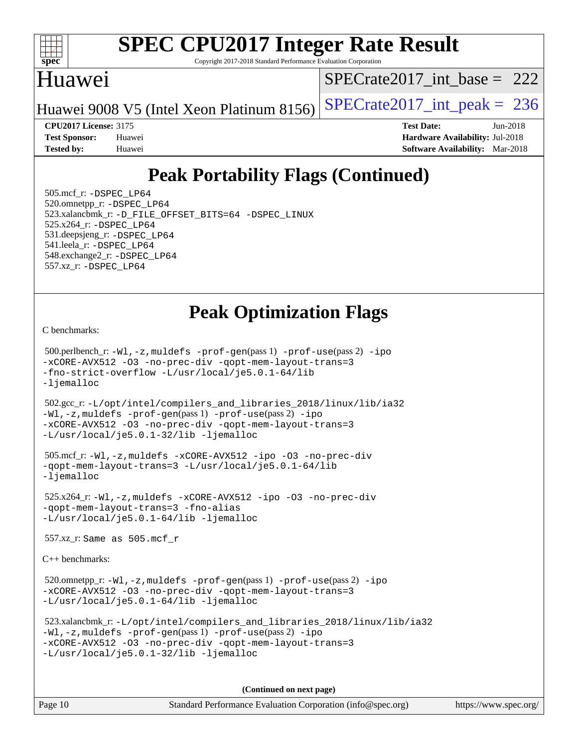# Peak Portability Flags (Continued)

505.mcf_r: -DSPEC_LP64
520.omnetpp_r: -DSPEC_LP64
523.xalancbmk_r: -D_FILE_OFFSET_BITS=64 -DSPEC_LINUX
525.x264_r: -DSPEC_LP64
531.deepsjeng_r: -DSPEC_LP64
541.leela_r: -DSPEC_LP64
548.exchange2_r: -DSPEC_LP64
557.xz_r: -DSPEC_LP64

# Peak Optimization Flags

C benchmarks:

500.perlbench_r: -Wl,-z,muldefs -prof-gen(pass 1) -prof-use(pass 2) -ipo -xCORE-AVX512 -O3 -no-prec-div -qopt-mem-layout-trans=3 -fno-strict-overflow -L/usr/local/je5.0.1-64/lib -ljemalloc

502.gcc_r: -L/opt/intel/compilers_and_libraries_2018/linux/lib/ia32 -Wl,-z,muldefs -prof-gen(pass 1) -prof-use(pass 2) -ipo -xCORE-AVX512 -O3 -no-prec-div -qopt-mem-layout-trans=3 -L/usr/local/je5.0.1-32/lib -ljemalloc

505.mcf_r: -Wl,-z,muldefs -xCORE-AVX512 -ipo -O3 -no-prec-div -qopt-mem-layout-trans=3 -L/usr/local/je5.0.1-64/lib -ljemalloc

525.x264_r: -Wl,-z,muldefs -xCORE-AVX512 -ipo -O3 -no-prec-div -qopt-mem-layout-trans=3 -fno-alias -L/usr/local/je5.0.1-64/lib -ljemalloc

557.xz_r: Same as 505.mcf_r

C++ benchmarks:

520.omnetpp_r: -Wl,-z,muldefs -prof-gen(pass 1) -prof-use(pass 2) -ipo -xCORE-AVX512 -O3 -no-prec-div -qopt-mem-layout-trans=3 -L/usr/local/je5.0.1-64/lib -ljemalloc

523.xalancbmk_r: -L/opt/intel/compilers_and_libraries_2018/linux/lib/ia32 -Wl,-z,muldefs -prof-gen(pass 1) -prof-use(pass 2) -ipo -xCORE-AVX512 -O3 -no-prec-div -qopt-mem-layout-trans=3 -L/usr/local/je5.0.1-32/lib -ljemalloc

**(Continued on next page)**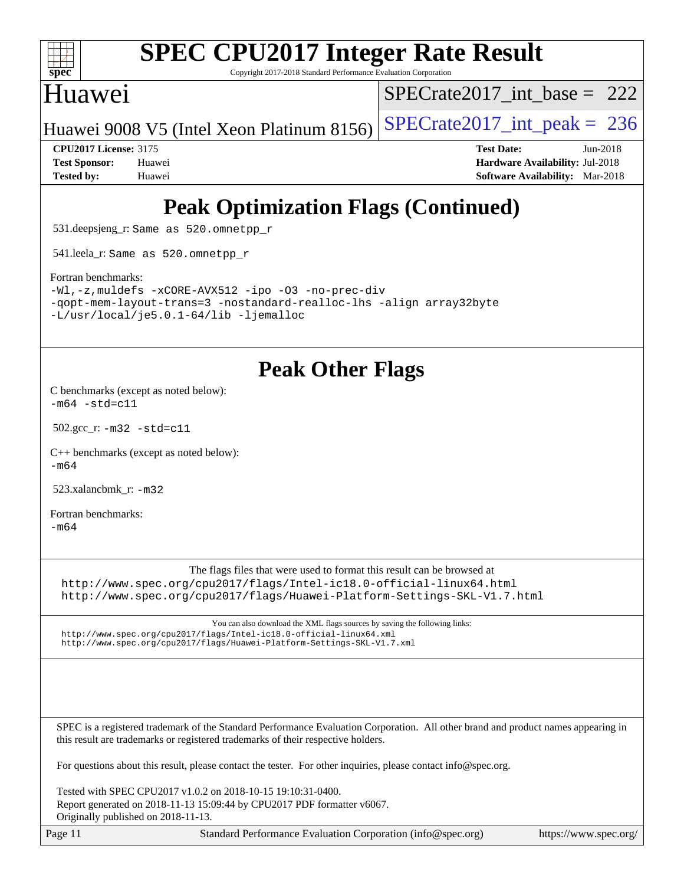# Peak Optimization Flags (Continued)

531.deepsjeng_r: Same as 520.omnetpp_r

541.leela_r: Same as 520.omnetpp_r

Fortran benchmarks:

```
-Wl,-z,muldefs -xCORE-AVX512 -ipo -O3 -no-prec-div
-qopt-mem-layout-trans=3 -nostandard-realloc-lhs -align array32byte
-L/usr/local/je5.0.1-64/lib -ljemalloc
```

# Peak Other Flags

C benchmarks (except as noted below):
-m64 -std=c11

502.gcc_r: -m32 -std=c11

C++ benchmarks (except as noted below):
-m64

523.xalancbmk_r: -m32

Fortran benchmarks:
-m64

The flags files that were used to format this result can be browsed at
http://www.spec.org/cpu2017/flags/Intel-ic18.0-official-linux64.html
http://www.spec.org/cpu2017/flags/Huawei-Platform-Settings-SKL-V1.7.html

You can also download the XML flags sources by saving the following links:
http://www.spec.org/cpu2017/flags/Intel-ic18.0-official-linux64.xml
http://www.spec.org/cpu2017/flags/Huawei-Platform-Settings-SKL-V1.7.xml

SPEC is a registered trademark of the Standard Performance Evaluation Corporation. All other brand and product names appearing in this result are trademarks or registered trademarks of their respective holders.

For questions about this result, please contact the tester. For other inquiries, please contact info@spec.org.

Tested with SPEC CPU2017 v1.0.2 on 2018-10-15 19:10:31-0400.
Report generated on 2018-11-13 15:09:44 by CPU2017 PDF formatter v6067.
Originally published on 2018-11-13.